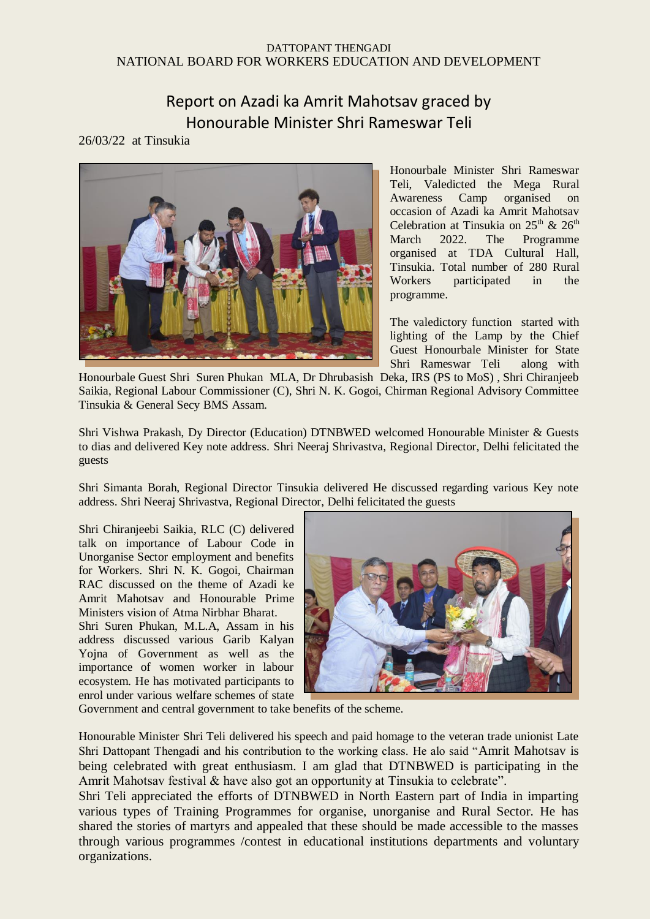DATTOPANT THENGADI
NATIONAL BOARD FOR WORKERS EDUCATION AND DEVELOPMENT

# Report on Azadi ka Amrit Mahotsav graced by Honourable Minister Shri Rameswar Teli

26/03/22 at Tinsukia

Honourbale Minister Shri Rameswar Teli, Valedicted the Mega Rural Awareness Camp organised on occasion of Azadi ka Amrit Mahotsav Celebration at Tinsukia on 25th & 26th March 2022. The Programme organised at TDA Cultural Hall, Tinsukia. Total number of 280 Rural Workers participated in the programme.

The valedictory function started with lighting of the Lamp by the Chief Guest Honourbale Minister for State Shri Rameswar Teli along with Honourbale Guest Shri Suren Phukan MLA, Dr Dhrubasish Deka, IRS (PS to MoS) , Shri Chiranjeeb Saikia, Regional Labour Commissioner (C), Shri N. K. Gogoi, Chirman Regional Advisory Committee Tinsukia & General Secy BMS Assam.

Shri Vishwa Prakash, Dy Director (Education) DTNBWED welcomed Honourable Minister & Guests to dias and delivered Key note address. Shri Neeraj Shrivastva, Regional Director, Delhi felicitated the guests

Shri Simanta Borah, Regional Director Tinsukia delivered He discussed regarding various Key note address. Shri Neeraj Shrivastva, Regional Director, Delhi felicitated the guests

Shri Chiranjeebi Saikia, RLC (C) delivered talk on importance of Labour Code in Unorganise Sector employment and benefits for Workers. Shri N. K. Gogoi, Chairman RAC discussed on the theme of Azadi ke Amrit Mahotsav and Honourable Prime Ministers vision of Atma Nirbhar Bharat.

Shri Suren Phukan, M.L.A, Assam in his address discussed various Garib Kalyan Yojna of Government as well as the importance of women worker in labour ecosystem. He has motivated participants to enrol under various welfare schemes of state Government and central government to take benefits of the scheme.

Honourable Minister Shri Teli delivered his speech and paid homage to the veteran trade unionist Late Shri Dattopant Thengadi and his contribution to the working class. He alo said "Amrit Mahotsav is being celebrated with great enthusiasm. I am glad that DTNBWED is participating in the Amrit Mahotsav festival & have also got an opportunity at Tinsukia to celebrate".

Shri Teli appreciated the efforts of DTNBWED in North Eastern part of India in imparting various types of Training Programmes for organise, unorganise and Rural Sector. He has shared the stories of martyrs and appealed that these should be made accessible to the masses through various programmes /contest in educational institutions departments and voluntary organizations.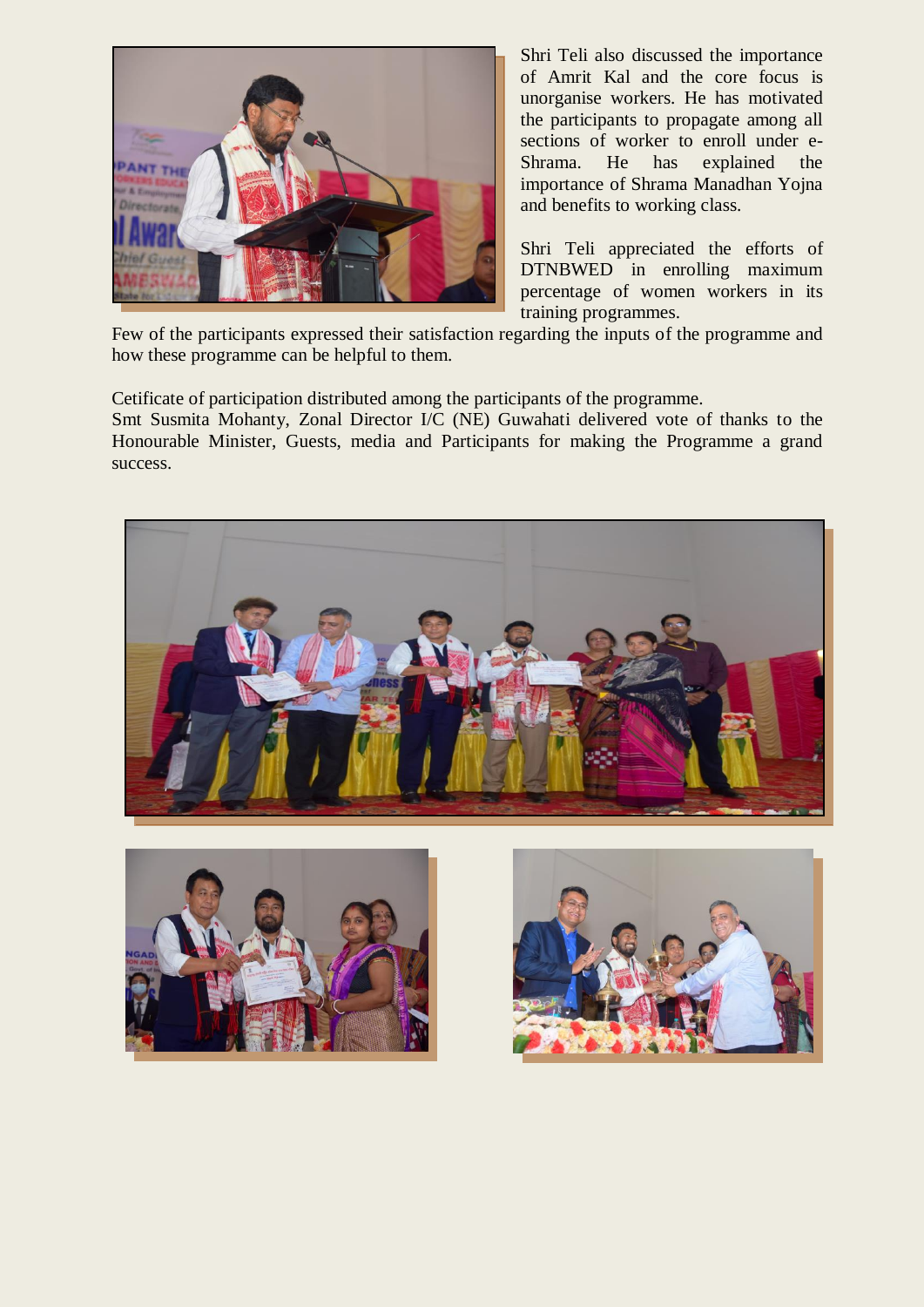Shri Teli also discussed the importance of Amrit Kal and the core focus is unorganise workers. He has motivated the participants to propagate among all sections of worker to enroll under e-Shrama. He has explained the importance of Shrama Manadhan Yojna and benefits to working class.

Shri Teli appreciated the efforts of DTNBWED in enrolling maximum percentage of women workers in its training programmes.

Few of the participants expressed their satisfaction regarding the inputs of the programme and how these programme can be helpful to them.

Cetificate of participation distributed among the participants of the programme.

Smt Susmita Mohanty, Zonal Director I/C (NE) Guwahati delivered vote of thanks to the Honourable Minister, Guests, media and Participants for making the Programme a grand success.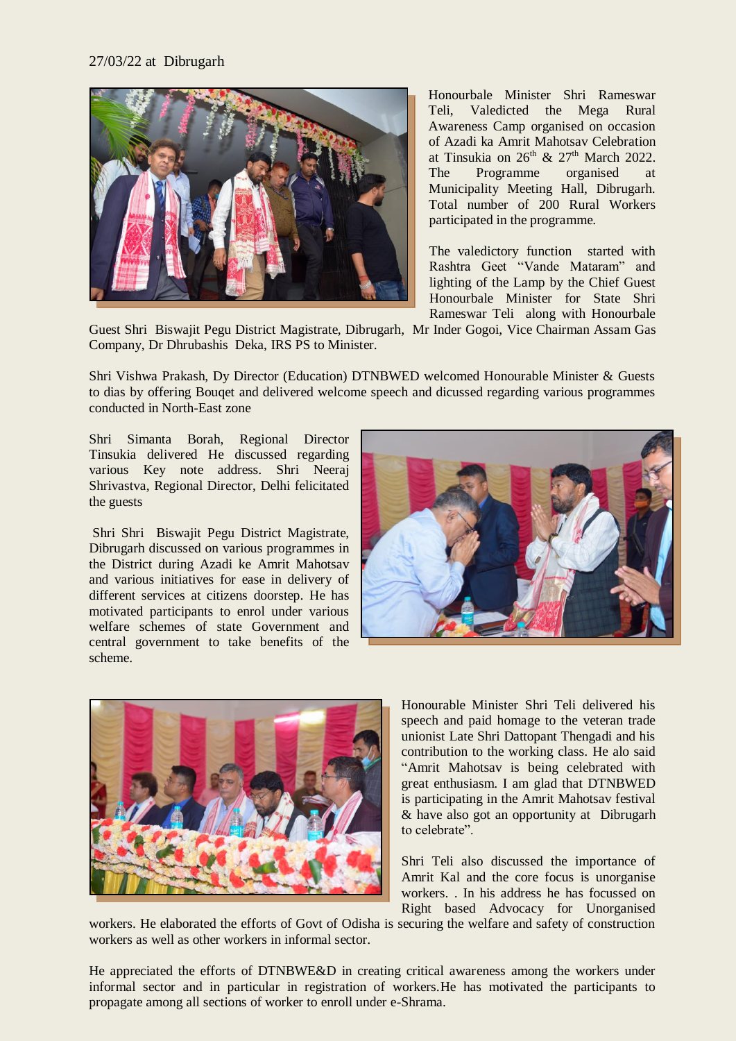27/03/22 at Dibrugarh

Honourbale Minister Shri Rameswar Teli, Valedicted the Mega Rural Awareness Camp organised on occasion of Azadi ka Amrit Mahotsav Celebration at Tinsukia on 26th & 27th March 2022. The Programme organised at Municipality Meeting Hall, Dibrugarh. Total number of 200 Rural Workers participated in the programme.

The valedictory function started with Rashtra Geet "Vande Mataram" and lighting of the Lamp by the Chief Guest Honourbale Minister for State Shri Rameswar Teli along with Honourbale Guest Shri Biswajit Pegu District Magistrate, Dibrugarh, Mr Inder Gogoi, Vice Chairman Assam Gas Company, Dr Dhrubashis Deka, IRS PS to Minister.

Shri Vishwa Prakash, Dy Director (Education) DTNBWED welcomed Honourable Minister & Guests to dias by offering Bouqet and delivered welcome speech and dicussed regarding various programmes conducted in North-East zone

Shri Simanta Borah, Regional Director Tinsukia delivered He discussed regarding various Key note address. Shri Neeraj Shrivastva, Regional Director, Delhi felicitated the guests

Shri Shri Biswajit Pegu District Magistrate, Dibrugarh discussed on various programmes in the District during Azadi ke Amrit Mahotsav and various initiatives for ease in delivery of different services at citizens doorstep. He has motivated participants to enrol under various welfare schemes of state Government and central government to take benefits of the scheme.

Honourable Minister Shri Teli delivered his speech and paid homage to the veteran trade unionist Late Shri Dattopant Thengadi and his contribution to the working class. He alo said "Amrit Mahotsav is being celebrated with great enthusiasm. I am glad that DTNBWED is participating in the Amrit Mahotsav festival & have also got an opportunity at Dibrugarh to celebrate".

Shri Teli also discussed the importance of Amrit Kal and the core focus is unorganise workers. . In his address he has focussed on Right based Advocacy for Unorganised workers. He elaborated the efforts of Govt of Odisha is securing the welfare and safety of construction workers as well as other workers in informal sector.

He appreciated the efforts of DTNBWE&D in creating critical awareness among the workers under informal sector and in particular in registration of workers.He has motivated the participants to propagate among all sections of worker to enroll under e-Shrama.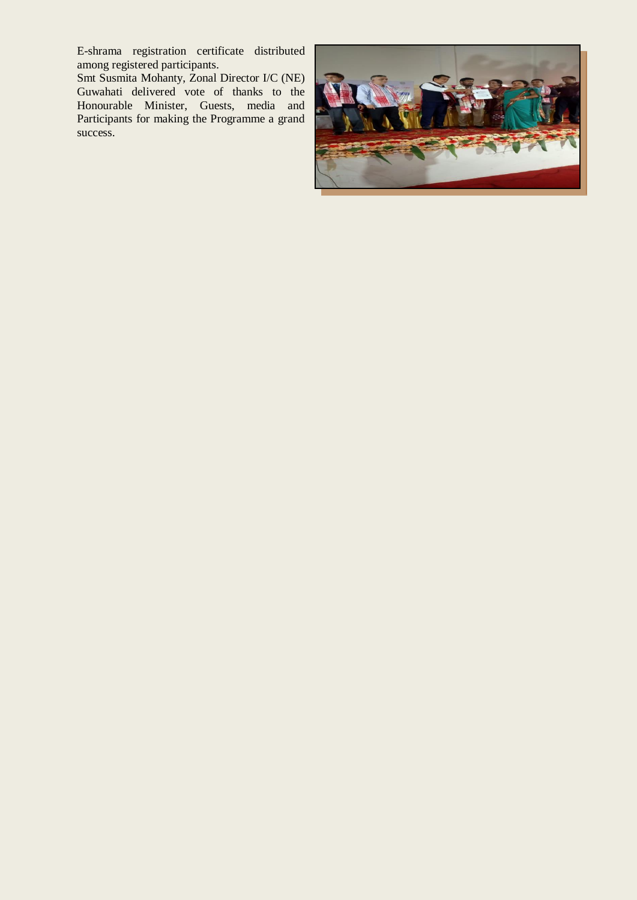E-shrama registration certificate distributed among registered participants.

Smt Susmita Mohanty, Zonal Director I/C (NE) Guwahati delivered vote of thanks to the Honourable Minister, Guests, media and Participants for making the Programme a grand success.